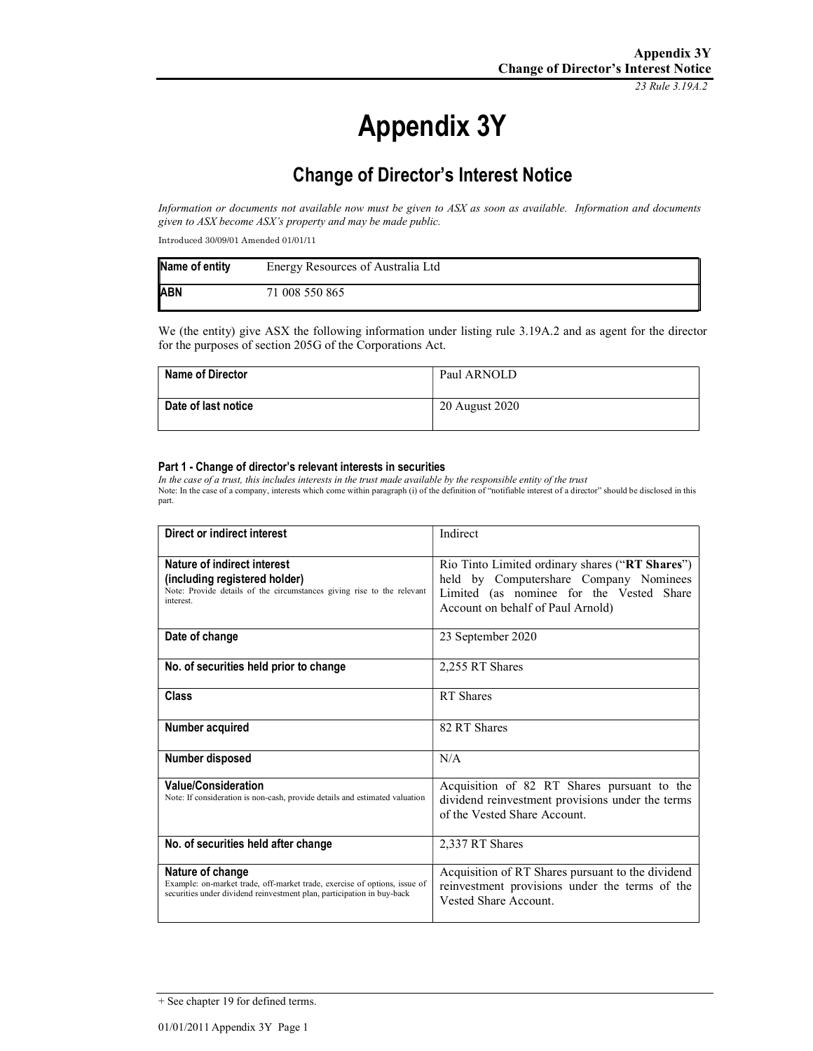# Appendix 3Y

## Change of Director's Interest Notice

*Information or documents not available now must be given to ASX as soon as available. Information and documents given to ASX become ASX's property and may be made public.*

Introduced 30/09/01 Amended 01/01/11

| **Name of entity** | Energy Resources of Australia Ltd |
|---|---|
| **ABN** | 71 008 550 865 |

We (the entity) give ASX the following information under listing rule 3.19A.2 and as agent for the director for the purposes of section 205G of the Corporations Act.

| **Name of Director** | Paul ARNOLD |
|---|---|
| **Date of last notice** | 20 August 2020 |

#### Part 1 - Change of director's relevant interests in securities

*In the case of a trust, this includes interests in the trust made available by the responsible entity of the trust*

Note: In the case of a company, interests which come within paragraph (i) of the definition of "notifiable interest of a director" should be disclosed in this part.

| **Direct or indirect interest** | Indirect |
|---|---|
| **Nature of indirect interest (including registered holder)** Note: Provide details of the circumstances giving rise to the relevant interest. | Rio Tinto Limited ordinary shares ("**RT Shares**") held by Computershare Company Nominees Limited (as nominee for the Vested Share Account on behalf of Paul Arnold) |
| **Date of change** | 23 September 2020 |
| **No. of securities held prior to change** | 2,255 RT Shares |
| **Class** | RT Shares |
| **Number acquired** | 82 RT Shares |
| **Number disposed** | N/A |
| **Value/Consideration** Note: If consideration is non-cash, provide details and estimated valuation | Acquisition of 82 RT Shares pursuant to the dividend reinvestment provisions under the terms of the Vested Share Account. |
| **No. of securities held after change** | 2,337 RT Shares |
| **Nature of change** Example: on-market trade, off-market trade, exercise of options, issue of securities under dividend reinvestment plan, participation in buy-back | Acquisition of RT Shares pursuant to the dividend reinvestment provisions under the terms of the Vested Share Account. |

+ See chapter 19 for defined terms.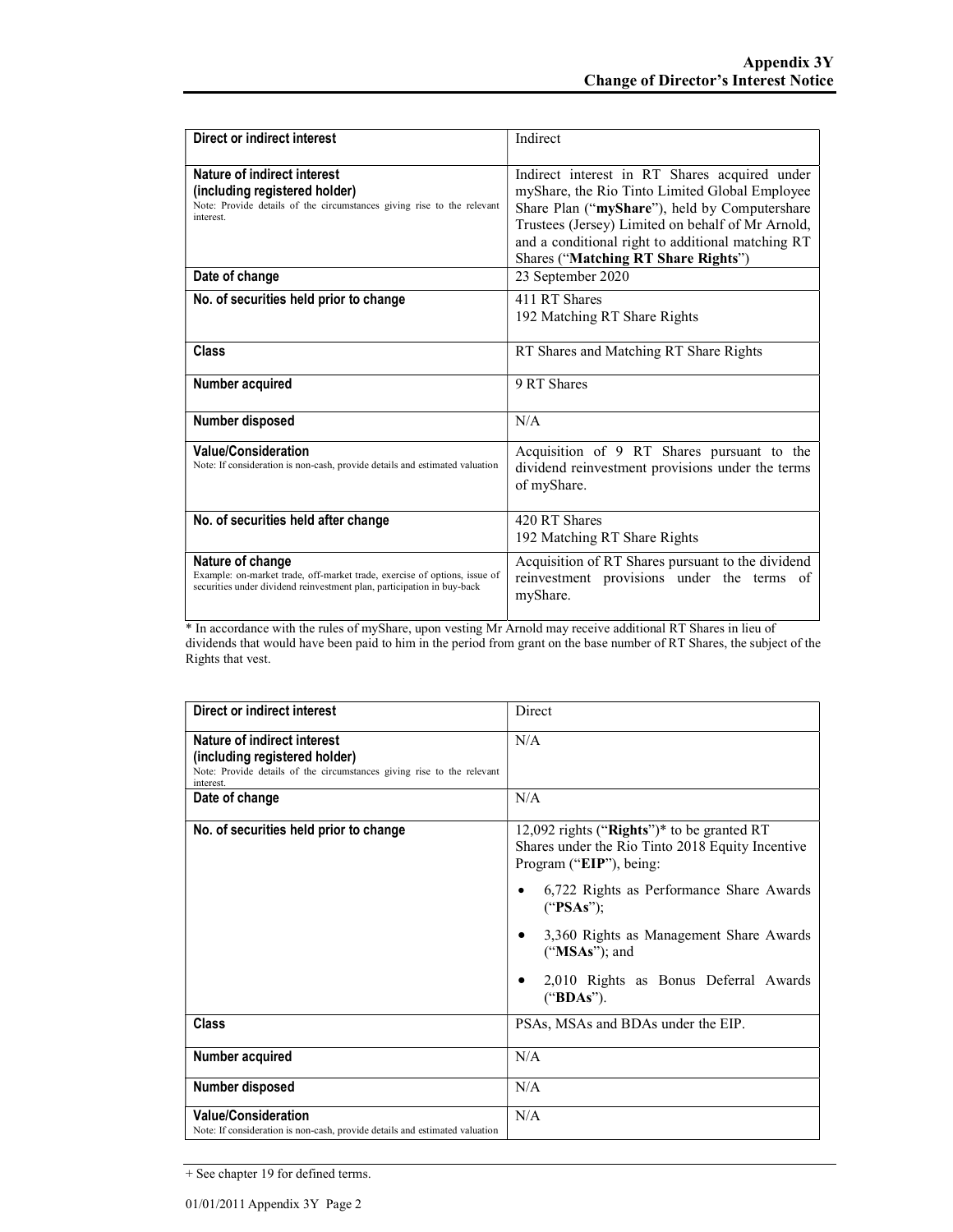| Direct or indirect interest | Indirect |
|---|---|
| **Nature of indirect interest (including registered holder)**<br>Note: Provide details of the circumstances giving rise to the relevant interest. | Indirect interest in RT Shares acquired under myShare, the Rio Tinto Limited Global Employee Share Plan ("**myShare**"), held by Computershare Trustees (Jersey) Limited on behalf of Mr Arnold, and a conditional right to additional matching RT Shares ("**Matching RT Share Rights**") |
| **Date of change** | 23 September 2020 |
| **No. of securities held prior to change** | 411 RT Shares<br>192 Matching RT Share Rights |
| **Class** | RT Shares and Matching RT Share Rights |
| **Number acquired** | 9 RT Shares |
| **Number disposed** | N/A |
| **Value/Consideration**<br>Note: If consideration is non-cash, provide details and estimated valuation | Acquisition of 9 RT Shares pursuant to the dividend reinvestment provisions under the terms of myShare. |
| **No. of securities held after change** | 420 RT Shares<br>192 Matching RT Share Rights |
| **Nature of change**<br>Example: on-market trade, off-market trade, exercise of options, issue of securities under dividend reinvestment plan, participation in buy-back | Acquisition of RT Shares pursuant to the dividend reinvestment provisions under the terms of myShare. |

* In accordance with the rules of myShare, upon vesting Mr Arnold may receive additional RT Shares in lieu of dividends that would have been paid to him in the period from grant on the base number of RT Shares, the subject of the Rights that vest.

| Direct or indirect interest | Direct |
|---|---|
| **Nature of indirect interest (including registered holder)**<br>Note: Provide details of the circumstances giving rise to the relevant interest. | N/A |
| **Date of change** | N/A |
| **No. of securities held prior to change** | 12,092 rights ("**Rights**")* to be granted RT Shares under the Rio Tinto 2018 Equity Incentive Program ("**EIP**"), being:<br>• 6,722 Rights as Performance Share Awards ("**PSAs**");<br>• 3,360 Rights as Management Share Awards ("**MSAs**"); and<br>• 2,010 Rights as Bonus Deferral Awards ("**BDAs**"). |
| **Class** | PSAs, MSAs and BDAs under the EIP. |
| **Number acquired** | N/A |
| **Number disposed** | N/A |
| **Value/Consideration**<br>Note: If consideration is non-cash, provide details and estimated valuation | N/A |

+ See chapter 19 for defined terms.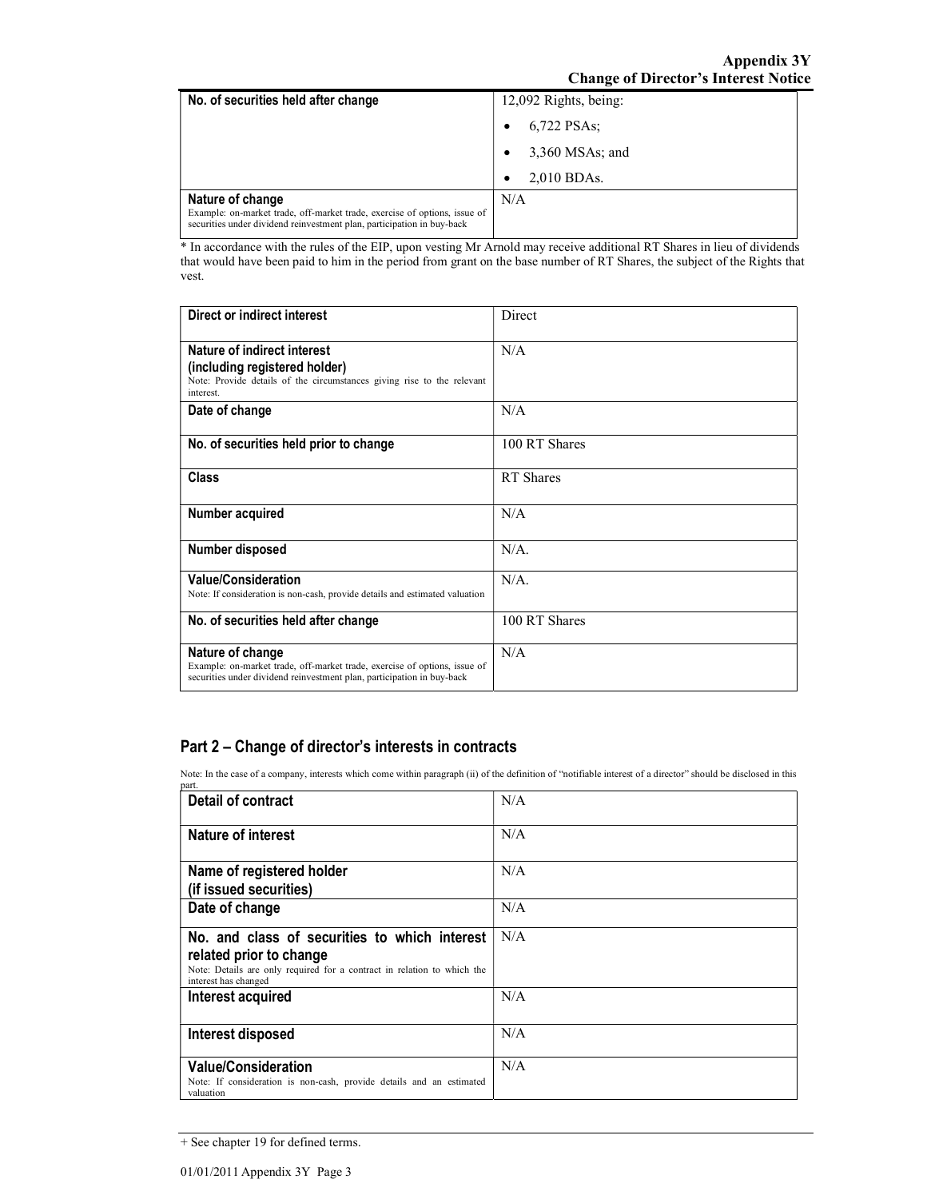| | |
|---|---|
| **No. of securities held after change** | 12,092 Rights, being:<br>• 6,722 PSAs;<br>• 3,360 MSAs; and<br>• 2,010 BDAs. |
| **Nature of change**<br>Example: on-market trade, off-market trade, exercise of options, issue of securities under dividend reinvestment plan, participation in buy-back | N/A |

* In accordance with the rules of the EIP, upon vesting Mr Arnold may receive additional RT Shares in lieu of dividends that would have been paid to him in the period from grant on the base number of RT Shares, the subject of the Rights that vest.

| | |
|---|---|
| **Direct or indirect interest** | Direct |
| **Nature of indirect interest (including registered holder)**<br>Note: Provide details of the circumstances giving rise to the relevant interest. | N/A |
| **Date of change** | N/A |
| **No. of securities held prior to change** | 100 RT Shares |
| **Class** | RT Shares |
| **Number acquired** | N/A |
| **Number disposed** | N/A. |
| **Value/Consideration**<br>Note: If consideration is non-cash, provide details and estimated valuation | N/A. |
| **No. of securities held after change** | 100 RT Shares |
| **Nature of change**<br>Example: on-market trade, off-market trade, exercise of options, issue of securities under dividend reinvestment plan, participation in buy-back | N/A |

## Part 2 – Change of director's interests in contracts

Note: In the case of a company, interests which come within paragraph (ii) of the definition of "notifiable interest of a director" should be disclosed in this part.

| | |
|---|---|
| **Detail of contract** | N/A |
| **Nature of interest** | N/A |
| **Name of registered holder (if issued securities)** | N/A |
| **Date of change** | N/A |
| **No. and class of securities to which interest related prior to change**<br>Note: Details are only required for a contract in relation to which the interest has changed | N/A |
| **Interest acquired** | N/A |
| **Interest disposed** | N/A |
| **Value/Consideration**<br>Note: If consideration is non-cash, provide details and an estimated valuation | N/A |

+ See chapter 19 for defined terms.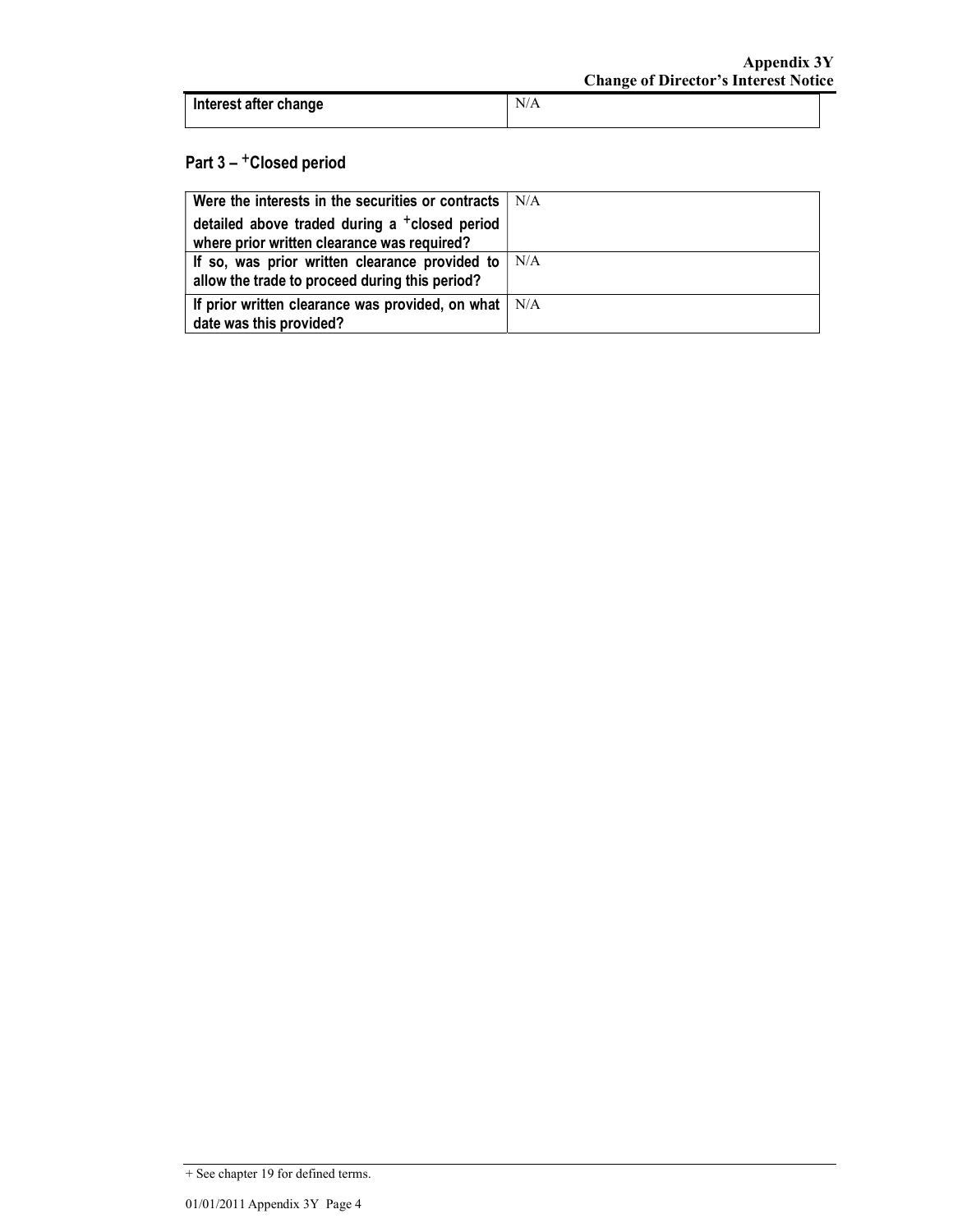| | |
|---|---|
| **Interest after change** | N/A |

## Part 3 – +Closed period

| | |
|---|---|
| **Were the interests in the securities or contracts detailed above traded during a +closed period where prior written clearance was required?** | N/A |
| **If so, was prior written clearance provided to allow the trade to proceed during this period?** | N/A |
| **If prior written clearance was provided, on what date was this provided?** | N/A |

+ See chapter 19 for defined terms.